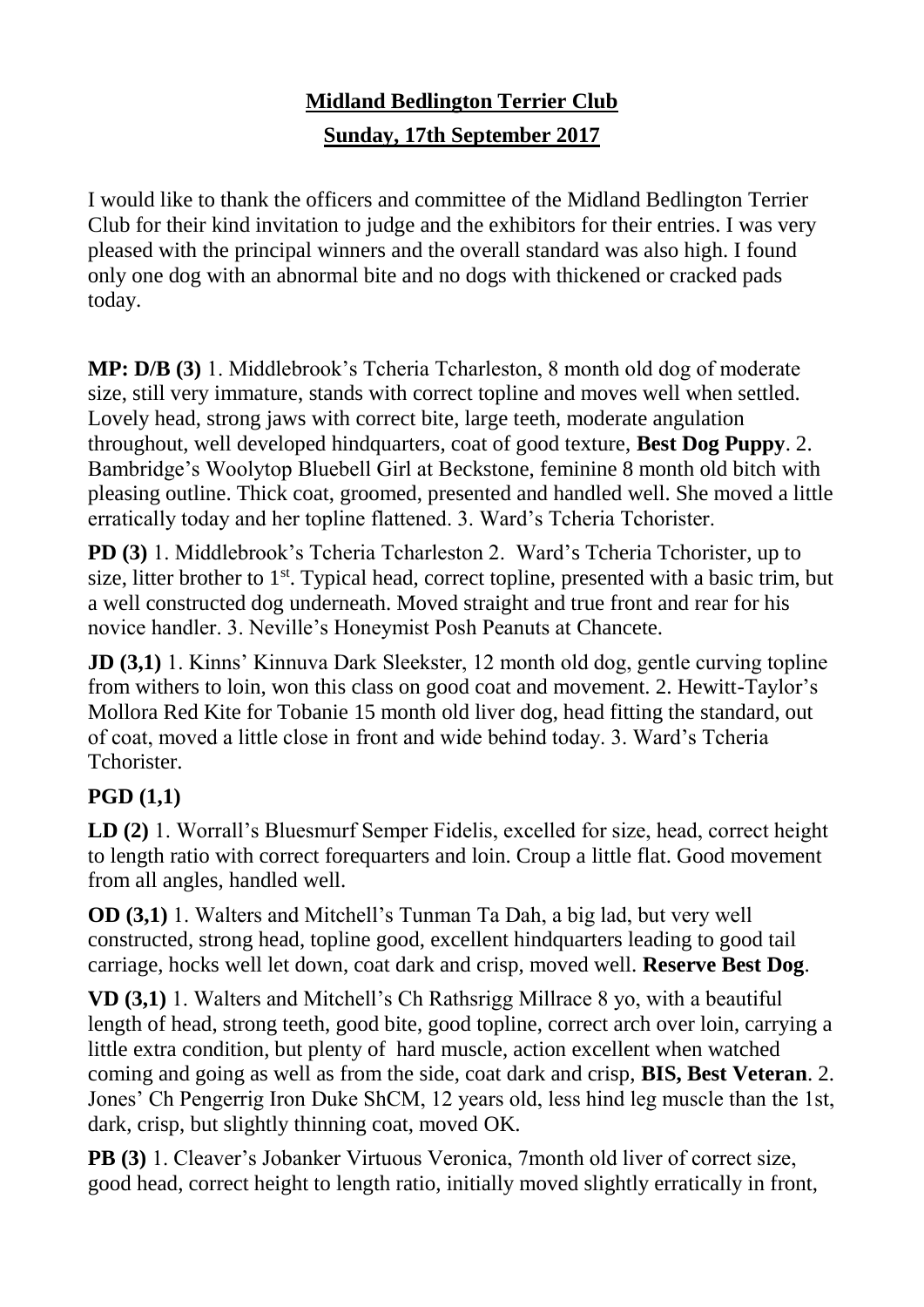# **Midland Bedlington Terrier Club**

## **Sunday, 17th September 2017**

I would like to thank the officers and committee of the Midland Bedlington Terrier Club for their kind invitation to judge and the exhibitors for their entries. I was very pleased with the principal winners and the overall standard was also high. I found only one dog with an abnormal bite and no dogs with thickened or cracked pads today.

**MP: D/B (3)** 1. Middlebrook's Tcheria Tcharleston, 8 month old dog of moderate size, still very immature, stands with correct topline and moves well when settled. Lovely head, strong jaws with correct bite, large teeth, moderate angulation throughout, well developed hindquarters, coat of good texture, **Best Dog Puppy**. 2. Bambridge's Woolytop Bluebell Girl at Beckstone, feminine 8 month old bitch with pleasing outline. Thick coat, groomed, presented and handled well. She moved a little erratically today and her topline flattened. 3. Ward's Tcheria Tchorister.

**PD (3)** 1. Middlebrook's Tcheria Tcharleston 2. Ward's Tcheria Tchorister, up to size, litter brother to 1st. Typical head, correct topline, presented with a basic trim, but a well constructed dog underneath. Moved straight and true front and rear for his novice handler. 3. Neville's Honeymist Posh Peanuts at Chancete.

**JD (3,1)** 1. Kinns' Kinnuva Dark Sleekster, 12 month old dog, gentle curving topline from withers to loin, won this class on good coat and movement. 2. Hewitt-Taylor's Mollora Red Kite for Tobanie 15 month old liver dog, head fitting the standard, out of coat, moved a little close in front and wide behind today. 3. Ward's Tcheria Tchorister.

**PGD (1,1)**

**LD (2)** 1. Worrall's Bluesmurf Semper Fidelis, excelled for size, head, correct height to length ratio with correct forequarters and loin. Croup a little flat. Good movement from all angles, handled well.

**OD (3,1)** 1. Walters and Mitchell's Tunman Ta Dah, a big lad, but very well constructed, strong head, topline good, excellent hindquarters leading to good tail carriage, hocks well let down, coat dark and crisp, moved well. **Reserve Best Dog**.

**VD (3,1)** 1. Walters and Mitchell's Ch Rathsrigg Millrace 8 yo, with a beautiful length of head, strong teeth, good bite, good topline, correct arch over loin, carrying a little extra condition, but plenty of hard muscle, action excellent when watched coming and going as well as from the side, coat dark and crisp, **BIS, Best Veteran**. 2. Jones' Ch Pengerrig Iron Duke ShCM, 12 years old, less hind leg muscle than the 1st, dark, crisp, but slightly thinning coat, moved OK.

**PB (3)** 1. Cleaver's Jobanker Virtuous Veronica, 7month old liver of correct size, good head, correct height to length ratio, initially moved slightly erratically in front,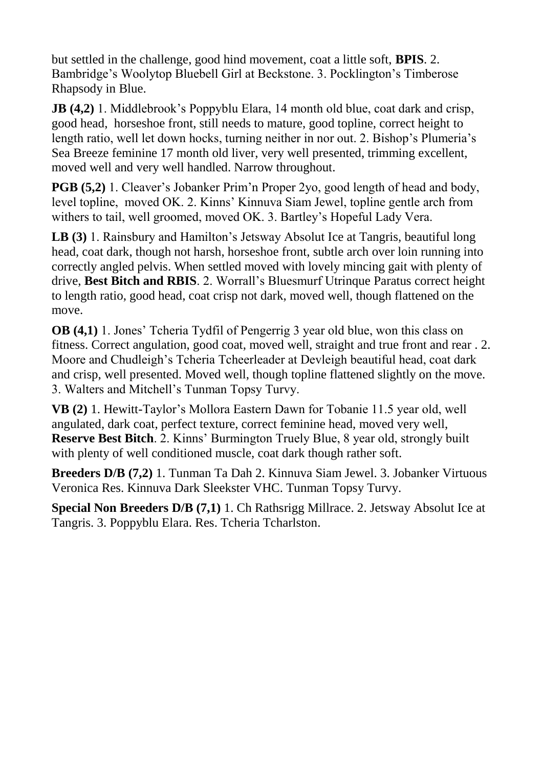but settled in the challenge, good hind movement, coat a little soft, **BPIS**. 2. Bambridge's Woolytop Bluebell Girl at Beckstone. 3. Pocklington's Timberose Rhapsody in Blue.

**JB (4,2)** 1. Middlebrook's Poppyblu Elara, 14 month old blue, coat dark and crisp, good head, horseshoe front, still needs to mature, good topline, correct height to length ratio, well let down hocks, turning neither in nor out. 2. Bishop's Plumeria's Sea Breeze feminine 17 month old liver, very well presented, trimming excellent, moved well and very well handled. Narrow throughout.

**PGB (5,2)** 1. Cleaver's Jobanker Prim'n Proper 2yo, good length of head and body, level topline, moved OK. 2. Kinns' Kinnuva Siam Jewel, topline gentle arch from withers to tail, well groomed, moved OK. 3. Bartley's Hopeful Lady Vera.

**LB (3)** 1. Rainsbury and Hamilton's Jetsway Absolut Ice at Tangris, beautiful long head, coat dark, though not harsh, horseshoe front, subtle arch over loin running into correctly angled pelvis. When settled moved with lovely mincing gait with plenty of drive, **Best Bitch and RBIS**. 2. Worrall's Bluesmurf Utrinque Paratus correct height to length ratio, good head, coat crisp not dark, moved well, though flattened on the move.

**OB (4,1)** 1. Jones' Tcheria Tydfil of Pengerrig 3 year old blue, won this class on fitness. Correct angulation, good coat, moved well, straight and true front and rear . 2. Moore and Chudleigh's Tcheria Tcheerleader at Devleigh beautiful head, coat dark and crisp, well presented. Moved well, though topline flattened slightly on the move. 3. Walters and Mitchell's Tunman Topsy Turvy.

**VB (2)** 1. Hewitt-Taylor's Mollora Eastern Dawn for Tobanie 11.5 year old, well angulated, dark coat, perfect texture, correct feminine head, moved very well, **Reserve Best Bitch**. 2. Kinns' Burmington Truely Blue, 8 year old, strongly built with plenty of well conditioned muscle, coat dark though rather soft.

**Breeders D/B (7,2)** 1. Tunman Ta Dah 2. Kinnuva Siam Jewel. 3. Jobanker Virtuous Veronica Res. Kinnuva Dark Sleekster VHC. Tunman Topsy Turvy.

**Special Non Breeders D/B (7,1)** 1. Ch Rathsrigg Millrace. 2. Jetsway Absolut Ice at Tangris. 3. Poppyblu Elara. Res. Tcheria Tcharlston.